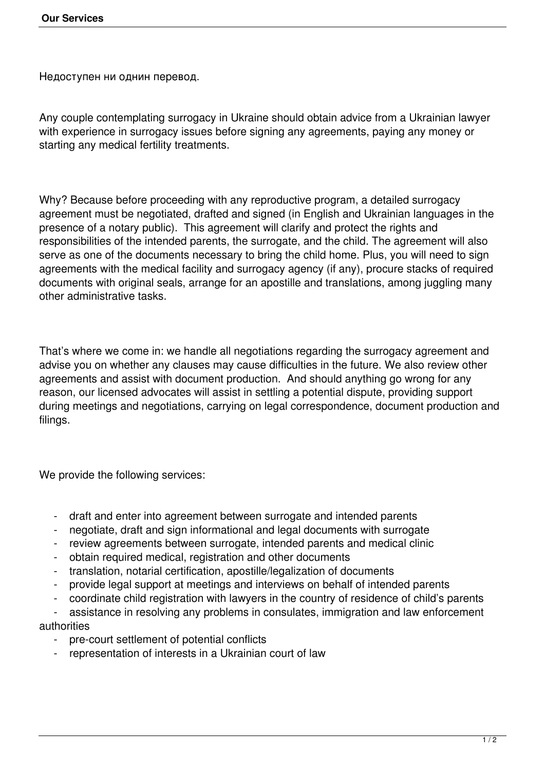# Our Services

Недоступен ни однин перевод.

Any couple contemplating surrogacy in Ukraine should obtain advice from a Ukrainian lawyer with experience in surrogacy issues before signing any agreements, paying any money or starting any medical fertility treatments.

Why? Because before proceeding with any reproductive program, a detailed surrogacy agreement must be negotiated, drafted and signed (in English and Ukrainian languages in the presence of a notary public). This agreement will clarify and protect the rights and responsibilities of the intended parents, the surrogate, and the child. The agreement will also serve as one of the documents necessary to bring the child home. Plus, you will need to sign agreements with the medical facility and surrogacy agency (if any), procure stacks of required documents with original seals, arrange for an apostille and translations, among juggling many other administrative tasks.

That's where we come in: we handle all negotiations regarding the surrogacy agreement and advise you on whether any clauses may cause difficulties in the future. We also review other agreements and assist with document production. And should anything go wrong for any reason, our licensed advocates will assist in settling a potential dispute, providing support during meetings and negotiations, carrying on legal correspondence, document production and filings.

We provide the following services:

- draft and enter into agreement between surrogate and intended parents
- negotiate, draft and sign informational and legal documents with surrogate
- review agreements between surrogate, intended parents and medical clinic
- obtain required medical, registration and other documents
- translation, notarial certification, apostille/legalization of documents
- provide legal support at meetings and interviews on behalf of intended parents
- coordinate child registration with lawyers in the country of residence of child's parents
- assistance in resolving any problems in consulates, immigration and law enforcement authorities
- pre-court settlement of potential conflicts
- representation of interests in a Ukrainian court of law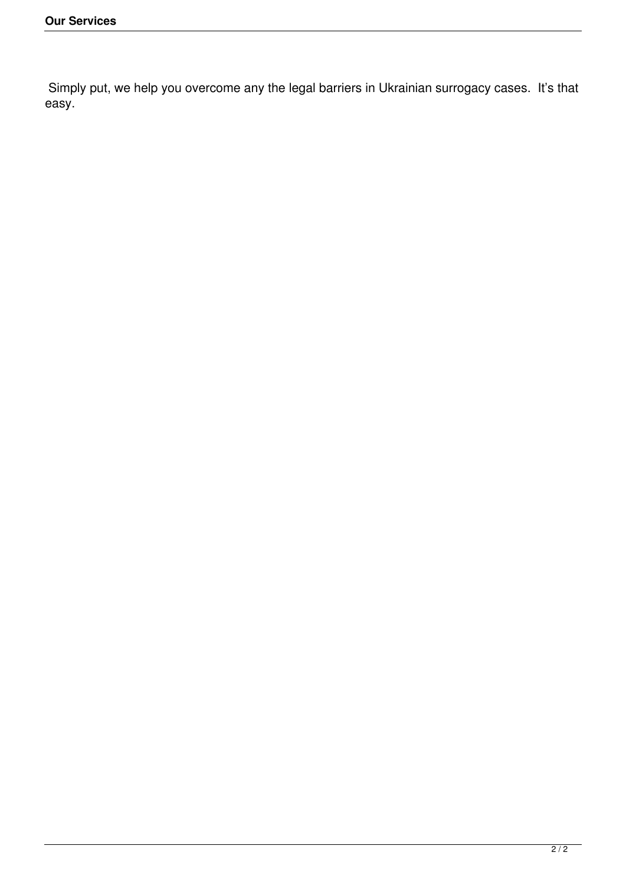Simply put, we help you overcome any the legal barriers in Ukrainian surrogacy cases.  It’s that easy.